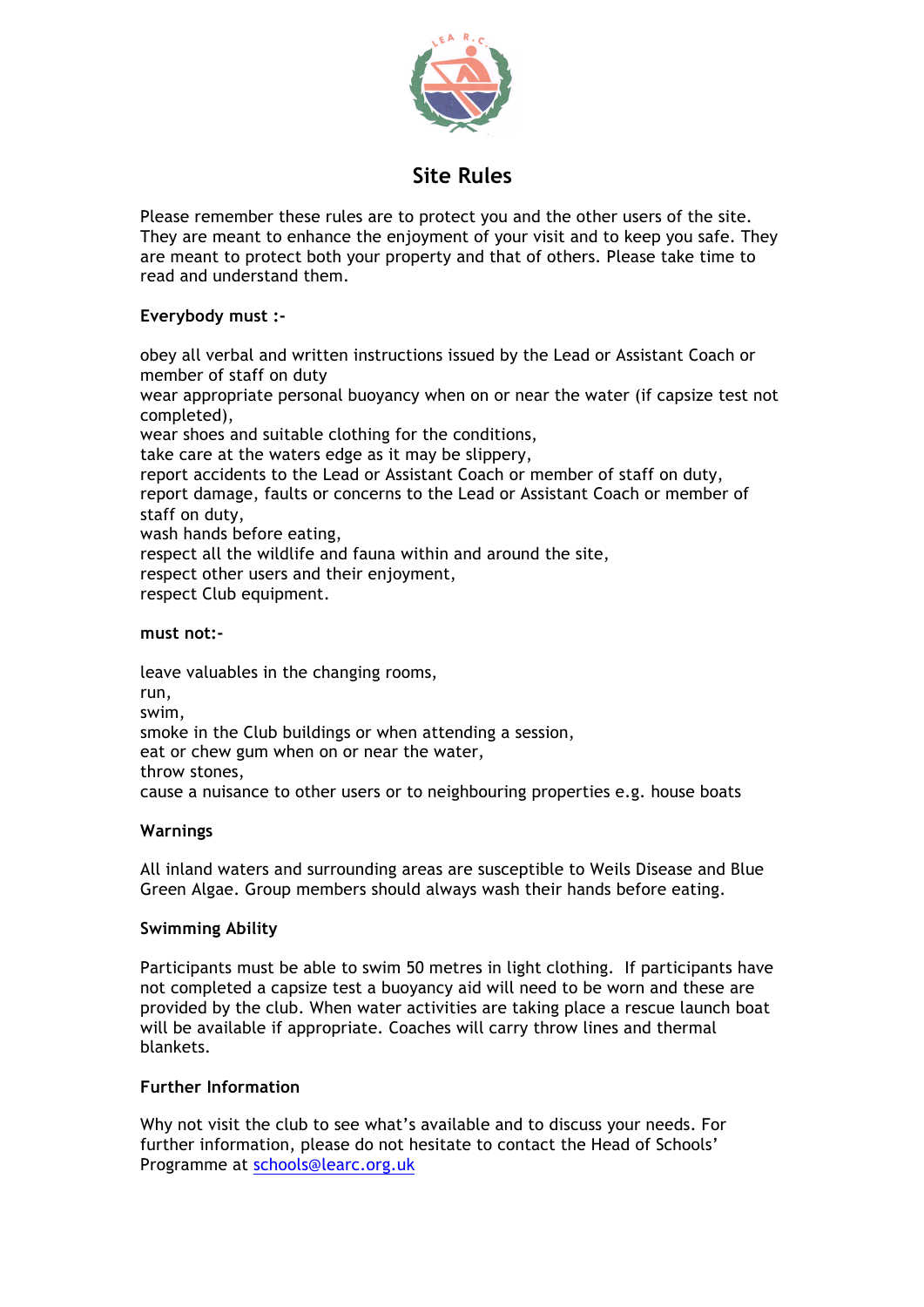# Site Rules

Please remember these rules are to protect you and the other users of the site. They are meant to enhance the enjoyment of your visit and to keep you safe. They are meant to protect both your property and that of others. Please take time to read and understand them.

**Everybody must :-**

obey all verbal and written instructions issued by the Lead or Assistant Coach or member of staff on duty
wear appropriate personal buoyancy when on or near the water (if capsize test not completed),
wear shoes and suitable clothing for the conditions,
take care at the waters edge as it may be slippery,
report accidents to the Lead or Assistant Coach or member of staff on duty,
report damage, faults or concerns to the Lead or Assistant Coach or member of staff on duty,
wash hands before eating,
respect all the wildlife and fauna within and around the site,
respect other users and their enjoyment,
respect Club equipment.

**must not:-**

leave valuables in the changing rooms,
run,
swim,
smoke in the Club buildings or when attending a session,
eat or chew gum when on or near the water,
throw stones,
cause a nuisance to other users or to neighbouring properties e.g. house boats

**Warnings**

All inland waters and surrounding areas are susceptible to Weils Disease and Blue Green Algae. Group members should always wash their hands before eating.

**Swimming Ability**

Participants must be able to swim 50 metres in light clothing. If participants have not completed a capsize test a buoyancy aid will need to be worn and these are provided by the club. When water activities are taking place a rescue launch boat will be available if appropriate. Coaches will carry throw lines and thermal blankets.

**Further Information**

Why not visit the club to see what's available and to discuss your needs. For further information, please do not hesitate to contact the Head of Schools' Programme at schools@learc.org.uk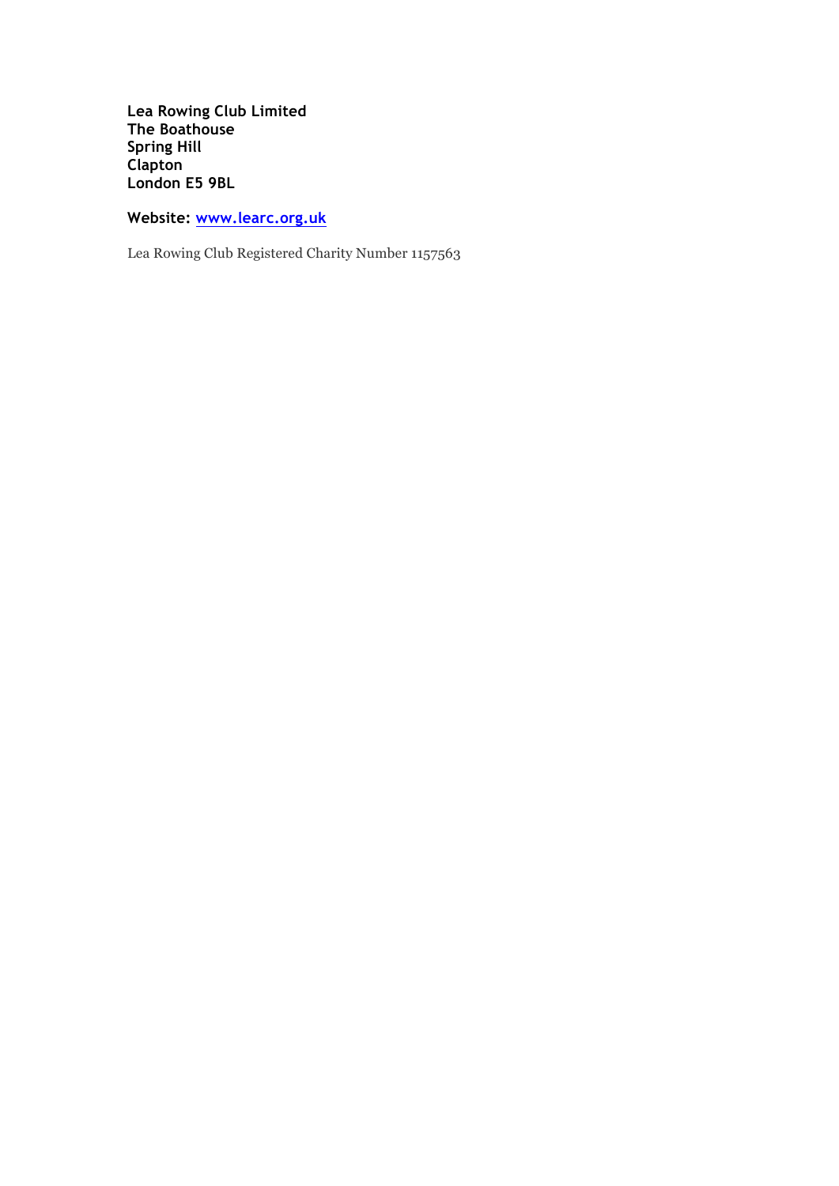**Lea Rowing Club Limited**
**The Boathouse**
**Spring Hill**
**Clapton**
**London E5 9BL**

**Website:** [www.learc.org.uk](http://www.learc.org.uk)

Lea Rowing Club Registered Charity Number 1157563